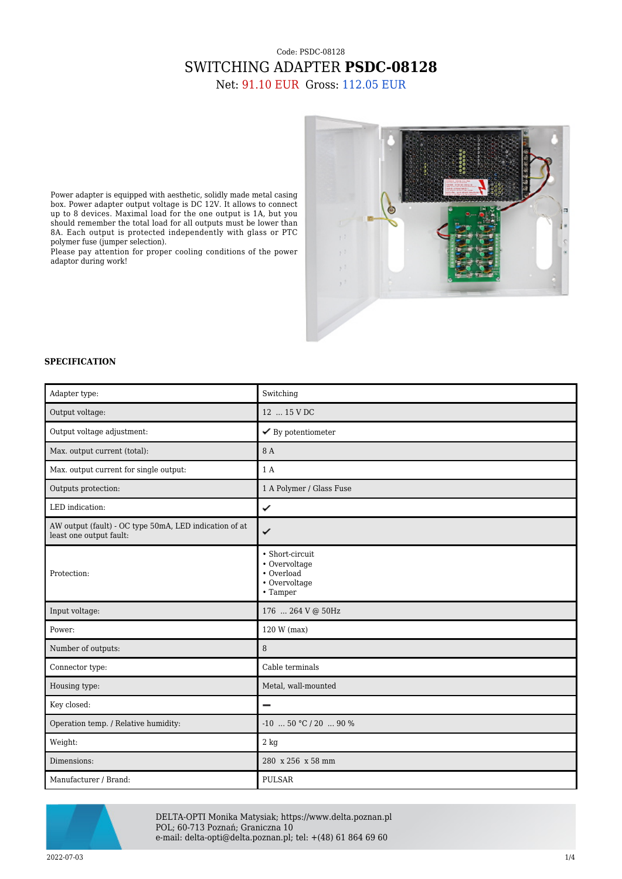Code: PSDC-08128

# SWITCHING ADAPTER **PSDC-08128**

Net: 91.10 EUR Gross: 112.05 EUR

Power adapter is equipped with aesthetic, solidly made metal casing box. Power adapter output voltage is DC 12V. It allows to connect up to 8 devices. Maximal load for the one output is 1A, but you should remember the total load for all outputs must be lower than 8A. Each output is protected independently with glass or PTC polymer fuse (jumper selection).
Please pay attention for proper cooling conditions of the power adaptor during work!

**SPECIFICATION**

| | |
|---|---|
| Adapter type: | Switching |
| Output voltage: | 12 ... 15 V DC |
| Output voltage adjustment: | ✔ By potentiometer |
| Max. output current (total): | 8 A |
| Max. output current for single output: | 1 A |
| Outputs protection: | 1 A Polymer / Glass Fuse |
| LED indication: | ✔ |
| AW output (fault) - OC type 50mA, LED indication of at least one output fault: | ✔ |
| Protection: | • Short-circuit<br>• Overvoltage<br>• Overload<br>• Overvoltage<br>• Tamper |
| Input voltage: | 176 ... 264 V @ 50Hz |
| Power: | 120 W (max) |
| Number of outputs: | 8 |
| Connector type: | Cable terminals |
| Housing type: | Metal, wall-mounted |
| Key closed: | – |
| Operation temp. / Relative humidity: | -10 ... 50 °C / 20 ... 90 % |
| Weight: | 2 kg |
| Dimensions: | 280 x 256 x 58 mm |
| Manufacturer / Brand: | PULSAR |

DELTA-OPTI Monika Matysiak; https://www.delta.poznan.pl
POL; 60-713 Poznań; Graniczna 10
e-mail: delta-opti@delta.poznan.pl; tel: +(48) 61 864 69 60

2022-07-03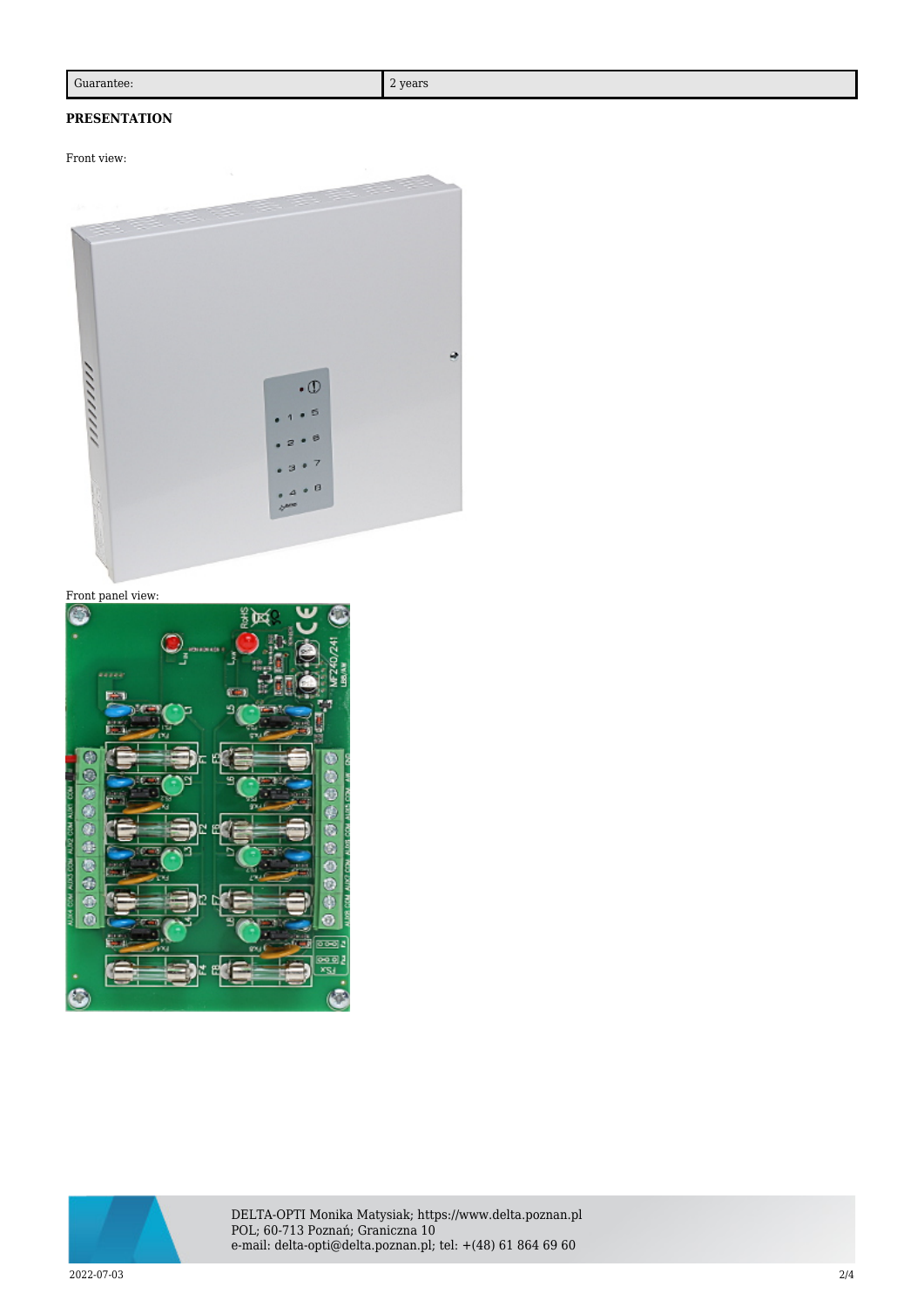| Guarantee: | 2 years |
| --- | --- |

**PRESENTATION**

Front view:

Front panel view: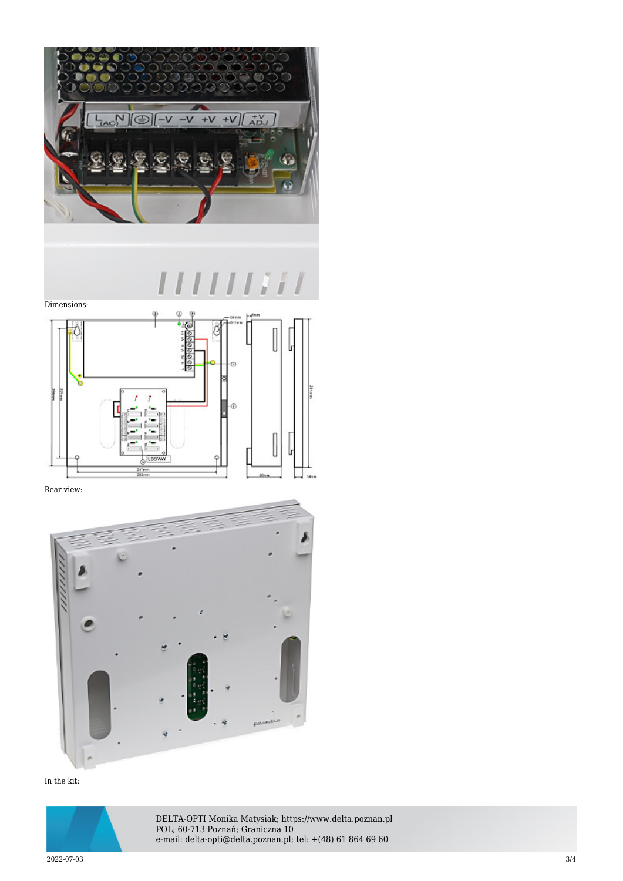Dimensions:

Rear view:

In the kit: